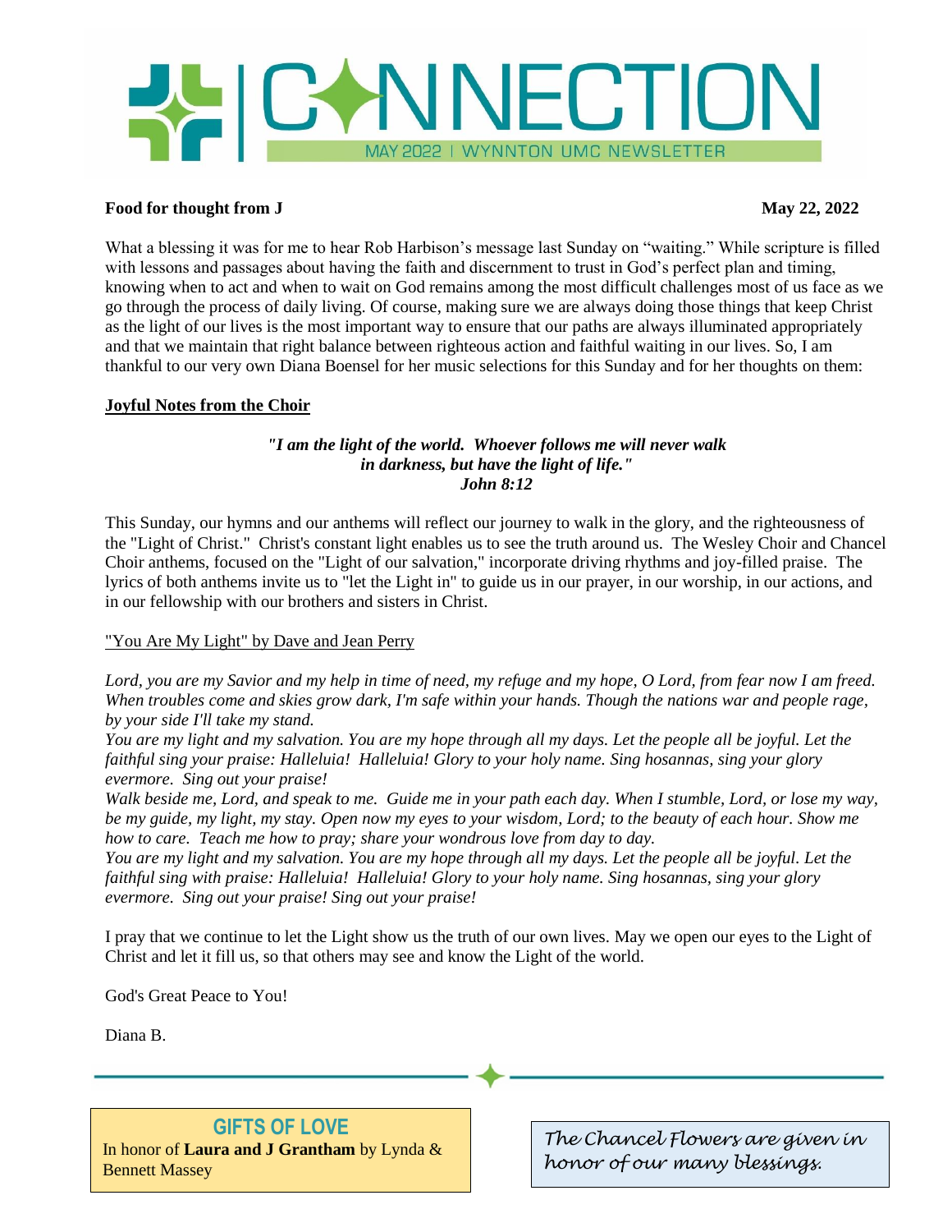# CONNECTION

MAY 2022 | WYNNTON UMC NEWSLETTER

**Food for thought from J** **May 22, 2022**

What a blessing it was for me to hear Rob Harbison's message last Sunday on "waiting." While scripture is filled with lessons and passages about having the faith and discernment to trust in God's perfect plan and timing, knowing when to act and when to wait on God remains among the most difficult challenges most of us face as we go through the process of daily living. Of course, making sure we are always doing those things that keep Christ as the light of our lives is the most important way to ensure that our paths are always illuminated appropriately and that we maintain that right balance between righteous action and faithful waiting in our lives. So, I am thankful to our very own Diana Boensel for her music selections for this Sunday and for her thoughts on them:

## Joyful Notes from the Choir

***"I am the light of the world. Whoever follows me will never walk in darkness, but have the light of life." John 8:12***

This Sunday, our hymns and our anthems will reflect our journey to walk in the glory, and the righteousness of the "Light of Christ." Christ's constant light enables us to see the truth around us. The Wesley Choir and Chancel Choir anthems, focused on the "Light of our salvation," incorporate driving rhythms and joy-filled praise. The lyrics of both anthems invite us to "let the Light in" to guide us in our prayer, in our worship, in our actions, and in our fellowship with our brothers and sisters in Christ.

"You Are My Light" by Dave and Jean Perry

*Lord, you are my Savior and my help in time of need, my refuge and my hope, O Lord, from fear now I am freed. When troubles come and skies grow dark, I'm safe within your hands. Though the nations war and people rage, by your side I'll take my stand.*
*You are my light and my salvation. You are my hope through all my days. Let the people all be joyful. Let the faithful sing your praise: Halleluia! Halleluia! Glory to your holy name. Sing hosannas, sing your glory evermore. Sing out your praise!*
*Walk beside me, Lord, and speak to me. Guide me in your path each day. When I stumble, Lord, or lose my way, be my guide, my light, my stay. Open now my eyes to your wisdom, Lord; to the beauty of each hour. Show me how to care. Teach me how to pray; share your wondrous love from day to day.*
*You are my light and my salvation. You are my hope through all my days. Let the people all be joyful. Let the faithful sing with praise: Halleluia! Halleluia! Glory to your holy name. Sing hosannas, sing your glory evermore. Sing out your praise! Sing out your praise!*

I pray that we continue to let the Light show us the truth of our own lives. May we open our eyes to the Light of Christ and let it fill us, so that others may see and know the Light of the world.

God's Great Peace to You!

Diana B.

---

**GIFTS OF LOVE**
In honor of **Laura and J Grantham** by Lynda & Bennett Massey

*The Chancel Flowers are given in honor of our many blessings.*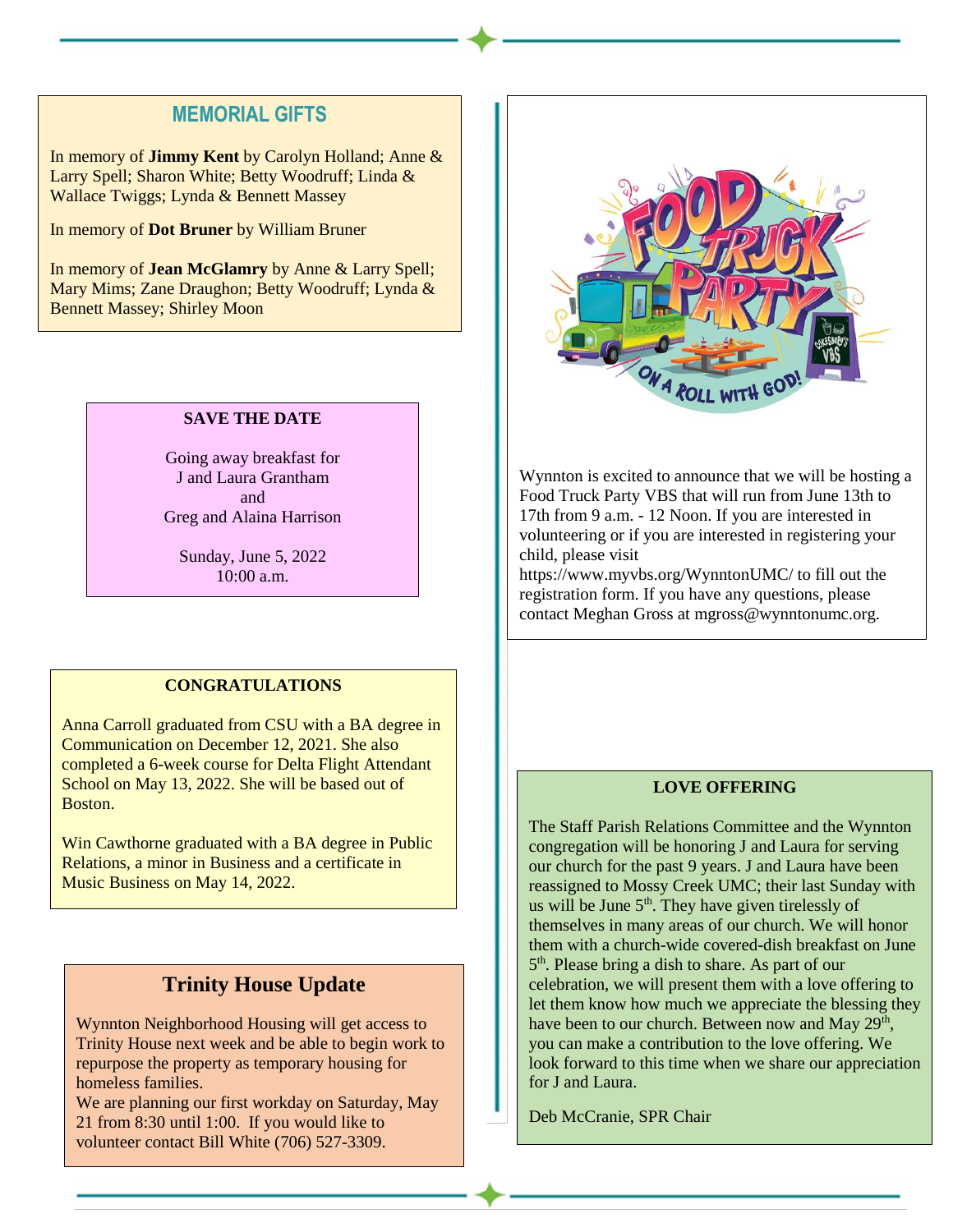## MEMORIAL GIFTS

In memory of **Jimmy Kent** by Carolyn Holland; Anne & Larry Spell; Sharon White; Betty Woodruff; Linda & Wallace Twiggs; Lynda & Bennett Massey

In memory of **Dot Bruner** by William Bruner

In memory of **Jean McGlamry** by Anne & Larry Spell; Mary Mims; Zane Draughon; Betty Woodruff; Lynda & Bennett Massey; Shirley Moon

### SAVE THE DATE

Going away breakfast for
J and Laura Grantham
and
Greg and Alaina Harrison

Sunday, June 5, 2022
10:00 a.m.

### CONGRATULATIONS

Anna Carroll graduated from CSU with a BA degree in Communication on December 12, 2021. She also completed a 6-week course for Delta Flight Attendant School on May 13, 2022. She will be based out of Boston.

Win Cawthorne graduated with a BA degree in Public Relations, a minor in Business and a certificate in Music Business on May 14, 2022.

## Trinity House Update

Wynnton Neighborhood Housing will get access to Trinity House next week and be able to begin work to repurpose the property as temporary housing for homeless families.
We are planning our first workday on Saturday, May 21 from 8:30 until 1:00. If you would like to volunteer contact Bill White (706) 527-3309.

Wynnton is excited to announce that we will be hosting a Food Truck Party VBS that will run from June 13th to 17th from 9 a.m. - 12 Noon. If you are interested in volunteering or if you are interested in registering your child, please visit https://www.myvbs.org/WynntonUMC/ to fill out the registration form. If you have any questions, please contact Meghan Gross at mgross@wynntonumc.org.

### LOVE OFFERING

The Staff Parish Relations Committee and the Wynnton congregation will be honoring J and Laura for serving our church for the past 9 years. J and Laura have been reassigned to Mossy Creek UMC; their last Sunday with us will be June 5th. They have given tirelessly of themselves in many areas of our church. We will honor them with a church-wide covered-dish breakfast on June 5th. Please bring a dish to share. As part of our celebration, we will present them with a love offering to let them know how much we appreciate the blessing they have been to our church. Between now and May 29th, you can make a contribution to the love offering. We look forward to this time when we share our appreciation for J and Laura.

Deb McCranie, SPR Chair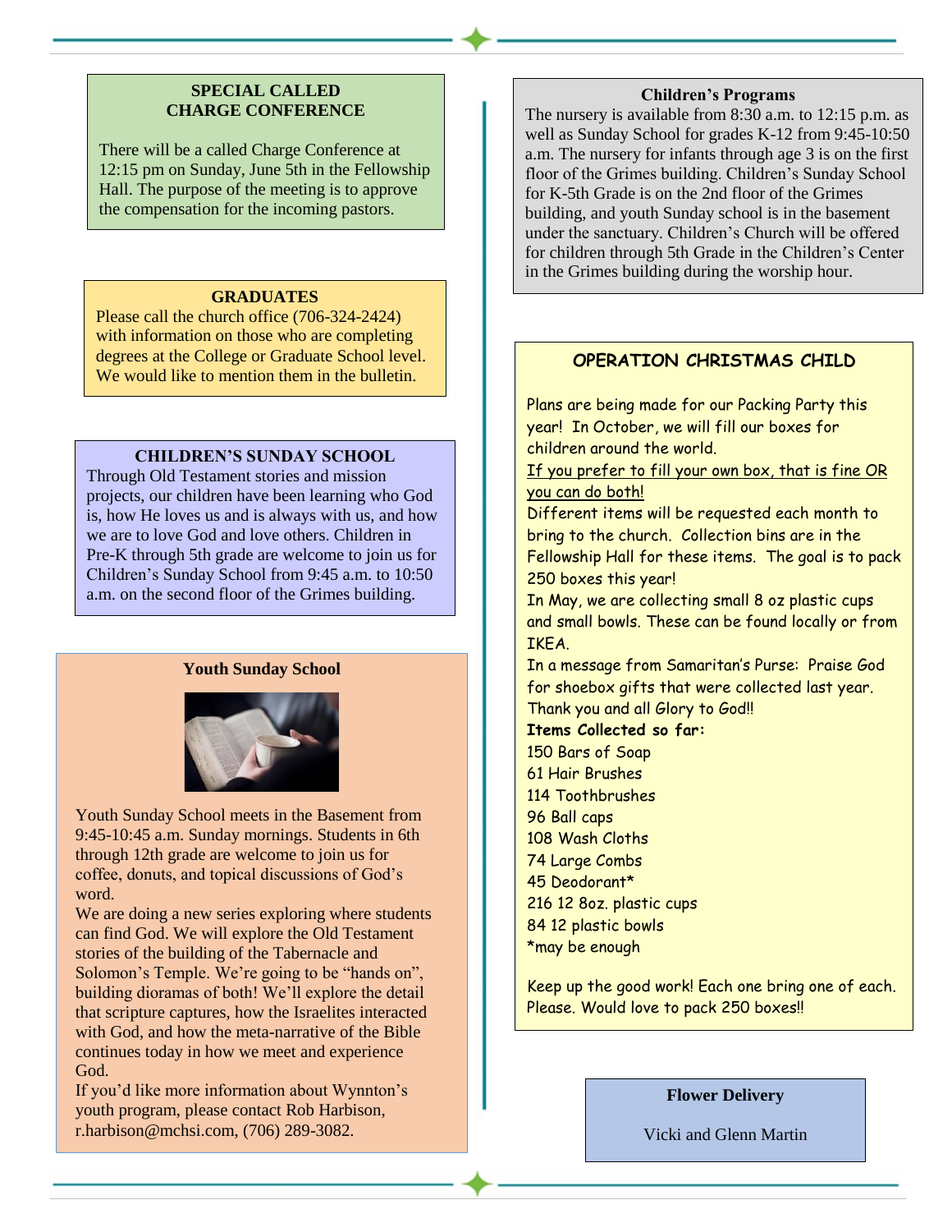## SPECIAL CALLED CHARGE CONFERENCE

There will be a called Charge Conference at 12:15 pm on Sunday, June 5th in the Fellowship Hall. The purpose of the meeting is to approve the compensation for the incoming pastors.

## GRADUATES

Please call the church office (706-324-2424) with information on those who are completing degrees at the College or Graduate School level. We would like to mention them in the bulletin.

## CHILDREN'S SUNDAY SCHOOL

Through Old Testament stories and mission projects, our children have been learning who God is, how He loves us and is always with us, and how we are to love God and love others. Children in Pre-K through 5th grade are welcome to join us for Children's Sunday School from 9:45 a.m. to 10:50 a.m. on the second floor of the Grimes building.

## Youth Sunday School

Youth Sunday School meets in the Basement from 9:45-10:45 a.m. Sunday mornings. Students in 6th through 12th grade are welcome to join us for coffee, donuts, and topical discussions of God's word.

We are doing a new series exploring where students can find God. We will explore the Old Testament stories of the building of the Tabernacle and Solomon's Temple. We're going to be "hands on", building dioramas of both! We'll explore the detail that scripture captures, how the Israelites interacted with God, and how the meta-narrative of the Bible continues today in how we meet and experience God.

If you'd like more information about Wynnton's youth program, please contact Rob Harbison, r.harbison@mchsi.com, (706) 289-3082.

## Children's Programs

The nursery is available from 8:30 a.m. to 12:15 p.m. as well as Sunday School for grades K-12 from 9:45-10:50 a.m. The nursery for infants through age 3 is on the first floor of the Grimes building. Children's Sunday School for K-5th Grade is on the 2nd floor of the Grimes building, and youth Sunday school is in the basement under the sanctuary. Children's Church will be offered for children through 5th Grade in the Children's Center in the Grimes building during the worship hour.

## OPERATION CHRISTMAS CHILD

Plans are being made for our Packing Party this year! In October, we will fill our boxes for children around the world.

If you prefer to fill your own box, that is fine OR you can do both!

Different items will be requested each month to bring to the church. Collection bins are in the Fellowship Hall for these items. The goal is to pack 250 boxes this year!

In May, we are collecting small 8 oz plastic cups and small bowls. These can be found locally or from IKEA.

In a message from Samaritan's Purse: Praise God for shoebox gifts that were collected last year. Thank you and all Glory to God!!

**Items Collected so far:**

150 Bars of Soap
61 Hair Brushes
114 Toothbrushes
96 Ball caps
108 Wash Cloths
74 Large Combs
45 Deodorant*
216 12 8oz. plastic cups
84 12 plastic bowls
*may be enough

Keep up the good work! Each one bring one of each. Please. Would love to pack 250 boxes!!

## Flower Delivery

Vicki and Glenn Martin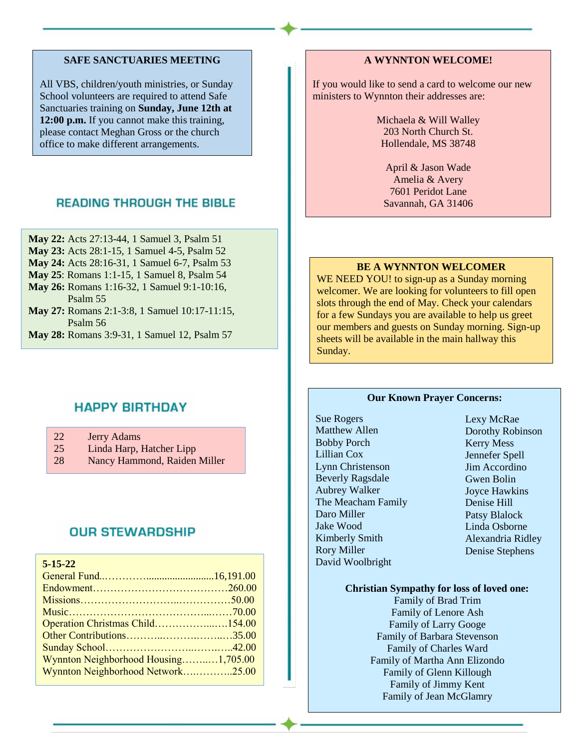## SAFE SANCTUARIES MEETING

All VBS, children/youth ministries, or Sunday School volunteers are required to attend Safe Sanctuaries training on **Sunday, June 12th at 12:00 p.m.** If you cannot make this training, please contact Meghan Gross or the church office to make different arrangements.

## READING THROUGH THE BIBLE

**May 22:** Acts 27:13-44, 1 Samuel 3, Psalm 51
**May 23:** Acts 28:1-15, 1 Samuel 4-5, Psalm 52
**May 24:** Acts 28:16-31, 1 Samuel 6-7, Psalm 53
**May 25**: Romans 1:1-15, 1 Samuel 8, Psalm 54
**May 26:** Romans 1:16-32, 1 Samuel 9:1-10:16, Psalm 55
**May 27:** Romans 2:1-3:8, 1 Samuel 10:17-11:15, Psalm 56
**May 28:** Romans 3:9-31, 1 Samuel 12, Psalm 57

## HAPPY BIRTHDAY

| | |
|---|---|
| 22 | Jerry Adams |
| 25 | Linda Harp, Hatcher Lipp |
| 28 | Nancy Hammond, Raiden Miller |

## OUR STEWARDSHIP

**5-15-22**

| | |
|---|---|
| General Fund | 16,191.00 |
| Endowment | 260.00 |
| Missions | 50.00 |
| Music | 70.00 |
| Operation Christmas Child | 154.00 |
| Other Contributions | 35.00 |
| Sunday School | 42.00 |
| Wynnton Neighborhood Housing | 1,705.00 |
| Wynnton Neighborhood Network | 25.00 |

## A WYNNTON WELCOME!

If you would like to send a card to welcome our new ministers to Wynnton their addresses are:

Michaela & Will Walley
203 North Church St.
Hollendale, MS 38748

April & Jason Wade
Amelia & Avery
7601 Peridot Lane
Savannah, GA 31406

## BE A WYNNTON WELCOMER

WE NEED YOU! to sign-up as a Sunday morning welcomer. We are looking for volunteers to fill open slots through the end of May. Check your calendars for a few Sundays you are available to help us greet our members and guests on Sunday morning. Sign-up sheets will be available in the main hallway this Sunday.

## Our Known Prayer Concerns:

Sue Rogers
Matthew Allen
Bobby Porch
Lillian Cox
Lynn Christenson
Beverly Ragsdale
Aubrey Walker
The Meacham Family
Daro Miller
Jake Wood
Kimberly Smith
Rory Miller
David Woolbright
Lexy McRae
Dorothy Robinson
Kerry Mess
Jennefer Spell
Jim Accordino
Gwen Bolin
Joyce Hawkins
Denise Hill
Patsy Blalock
Linda Osborne
Alexandria Ridley
Denise Stephens

**Christian Sympathy for loss of loved one:**

Family of Brad Trim
Family of Lenore Ash
Family of Larry Googe
Family of Barbara Stevenson
Family of Charles Ward
Family of Martha Ann Elizondo
Family of Glenn Killough
Family of Jimmy Kent
Family of Jean McGlamry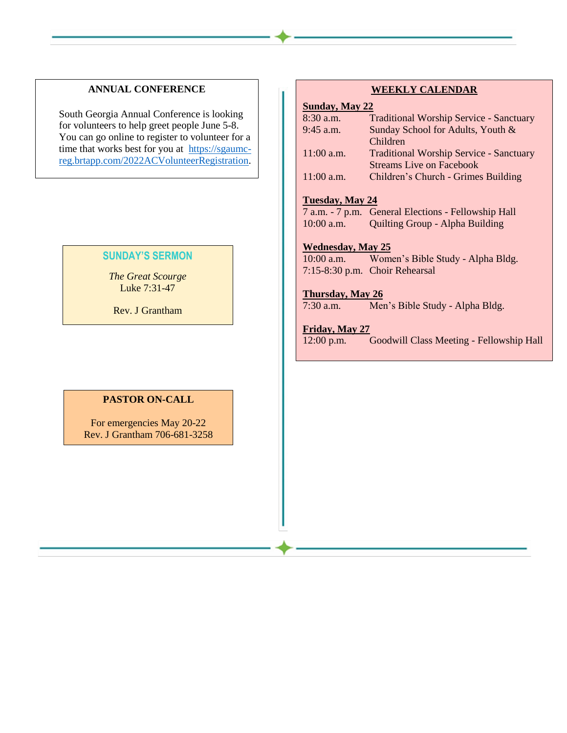## ANNUAL CONFERENCE

South Georgia Annual Conference is looking for volunteers to help greet people June 5-8. You can go online to register to volunteer for a time that works best for you at [https://sgaumc-reg.brtapp.com/2022ACVolunteerRegistration](https://sgaumc-reg.brtapp.com/2022ACVolunteerRegistration).

## SUNDAY'S SERMON

*The Great Scourge*
Luke 7:31-47

Rev. J Grantham

## PASTOR ON-CALL

For emergencies May 20-22
Rev. J Grantham 706-681-3258

## WEEKLY CALENDAR

**Sunday, May 22**

| | |
|---|---|
| 8:30 a.m. | Traditional Worship Service - Sanctuary |
| 9:45 a.m. | Sunday School for Adults, Youth & Children |
| 11:00 a.m. | Traditional Worship Service - Sanctuary Streams Live on Facebook |
| 11:00 a.m. | Children's Church - Grimes Building |

**Tuesday, May 24**

| | |
|---|---|
| 7 a.m. - 7 p.m. | General Elections - Fellowship Hall |
| 10:00 a.m. | Quilting Group - Alpha Building |

**Wednesday, May 25**

| | |
|---|---|
| 10:00 a.m. | Women's Bible Study - Alpha Bldg. |
| 7:15-8:30 p.m. | Choir Rehearsal |

**Thursday, May 26**

| | |
|---|---|
| 7:30 a.m. | Men's Bible Study - Alpha Bldg. |

**Friday, May 27**

| | |
|---|---|
| 12:00 p.m. | Goodwill Class Meeting - Fellowship Hall |